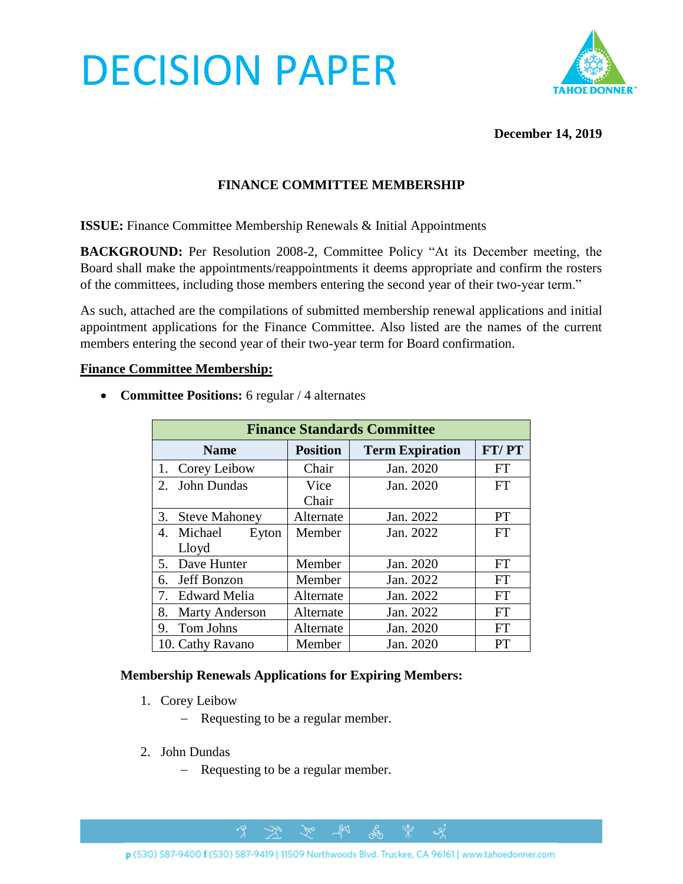# DECISION PAPER

**December 14, 2019**

## FINANCE COMMITTEE MEMBERSHIP

**ISSUE:** Finance Committee Membership Renewals & Initial Appointments

**BACKGROUND:** Per Resolution 2008-2, Committee Policy "At its December meeting, the Board shall make the appointments/reappointments it deems appropriate and confirm the rosters of the committees, including those members entering the second year of their two-year term."

As such, attached are the compilations of submitted membership renewal applications and initial appointment applications for the Finance Committee. Also listed are the names of the current members entering the second year of their two-year term for Board confirmation.

**Finance Committee Membership:**

- **Committee Positions:** 6 regular / 4 alternates

| Finance Standards Committee | | | |
|---|---|---|---|
| **Name** | **Position** | **Term Expiration** | **FT/ PT** |
| 1. Corey Leibow | Chair | Jan. 2020 | FT |
| 2. John Dundas | Vice Chair | Jan. 2020 | FT |
| 3. Steve Mahoney | Alternate | Jan. 2022 | PT |
| 4. Michael Eyton Lloyd | Member | Jan. 2022 | FT |
| 5. Dave Hunter | Member | Jan. 2020 | FT |
| 6. Jeff Bonzon | Member | Jan. 2022 | FT |
| 7. Edward Melia | Alternate | Jan. 2022 | FT |
| 8. Marty Anderson | Alternate | Jan. 2022 | FT |
| 9. Tom Johns | Alternate | Jan. 2020 | FT |
| 10. Cathy Ravano | Member | Jan. 2020 | PT |

**Membership Renewals Applications for Expiring Members:**

1. Corey Leibow
   - Requesting to be a regular member.

2. John Dundas
   - Requesting to be a regular member.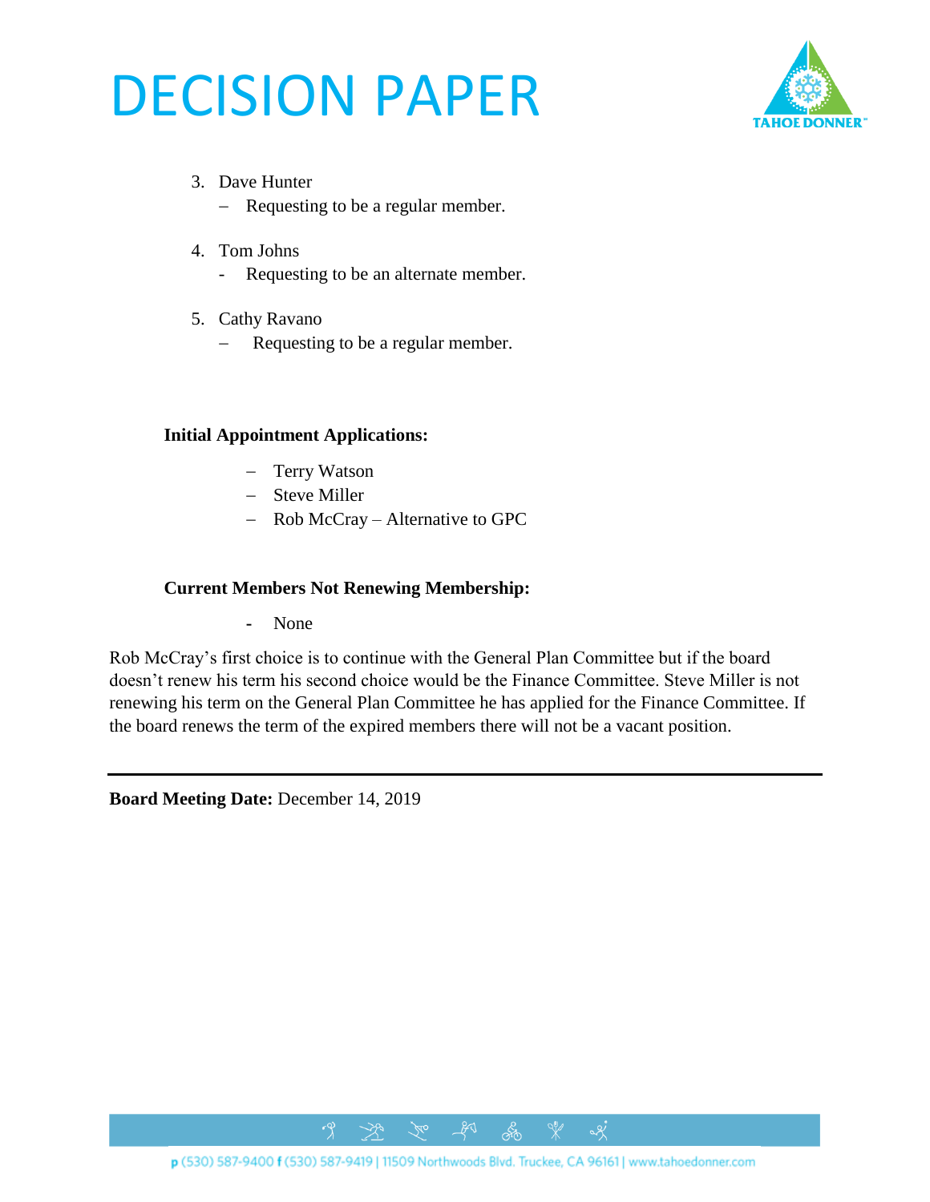# DECISION PAPER

3. Dave Hunter
   - Requesting to be a regular member.

4. Tom Johns
   - Requesting to be an alternate member.

5. Cathy Ravano
   - Requesting to be a regular member.

**Initial Appointment Applications:**

- Terry Watson
- Steve Miller
- Rob McCray – Alternative to GPC

**Current Members Not Renewing Membership:**

- None

Rob McCray's first choice is to continue with the General Plan Committee but if the board doesn't renew his term his second choice would be the Finance Committee. Steve Miller is not renewing his term on the General Plan Committee he has applied for the Finance Committee. If the board renews the term of the expired members there will not be a vacant position.

---

**Board Meeting Date:** December 14, 2019